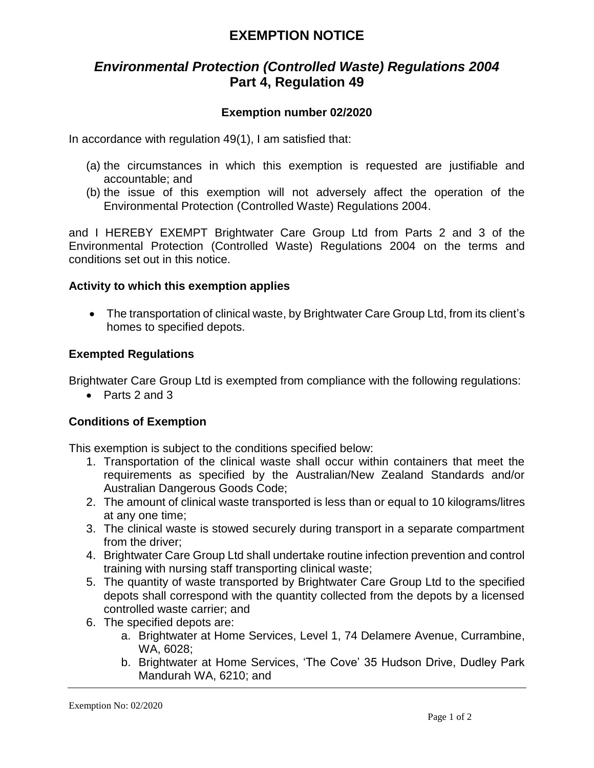# EXEMPTION NOTICE

## *Environmental Protection (Controlled Waste) Regulations 2004*
## Part 4, Regulation 49

### Exemption number 02/2020

In accordance with regulation 49(1), I am satisfied that:

(a) the circumstances in which this exemption is requested are justifiable and accountable; and
(b) the issue of this exemption will not adversely affect the operation of the Environmental Protection (Controlled Waste) Regulations 2004.

and I HEREBY EXEMPT Brightwater Care Group Ltd from Parts 2 and 3 of the Environmental Protection (Controlled Waste) Regulations 2004 on the terms and conditions set out in this notice.

**Activity to which this exemption applies**

- The transportation of clinical waste, by Brightwater Care Group Ltd, from its client's homes to specified depots.

**Exempted Regulations**

Brightwater Care Group Ltd is exempted from compliance with the following regulations:

- Parts 2 and 3

**Conditions of Exemption**

This exemption is subject to the conditions specified below:

1. Transportation of the clinical waste shall occur within containers that meet the requirements as specified by the Australian/New Zealand Standards and/or Australian Dangerous Goods Code;
2. The amount of clinical waste transported is less than or equal to 10 kilograms/litres at any one time;
3. The clinical waste is stowed securely during transport in a separate compartment from the driver;
4. Brightwater Care Group Ltd shall undertake routine infection prevention and control training with nursing staff transporting clinical waste;
5. The quantity of waste transported by Brightwater Care Group Ltd to the specified depots shall correspond with the quantity collected from the depots by a licensed controlled waste carrier; and
6. The specified depots are:
   a. Brightwater at Home Services, Level 1, 74 Delamere Avenue, Currambine, WA, 6028;
   b. Brightwater at Home Services, 'The Cove' 35 Hudson Drive, Dudley Park Mandurah WA, 6210; and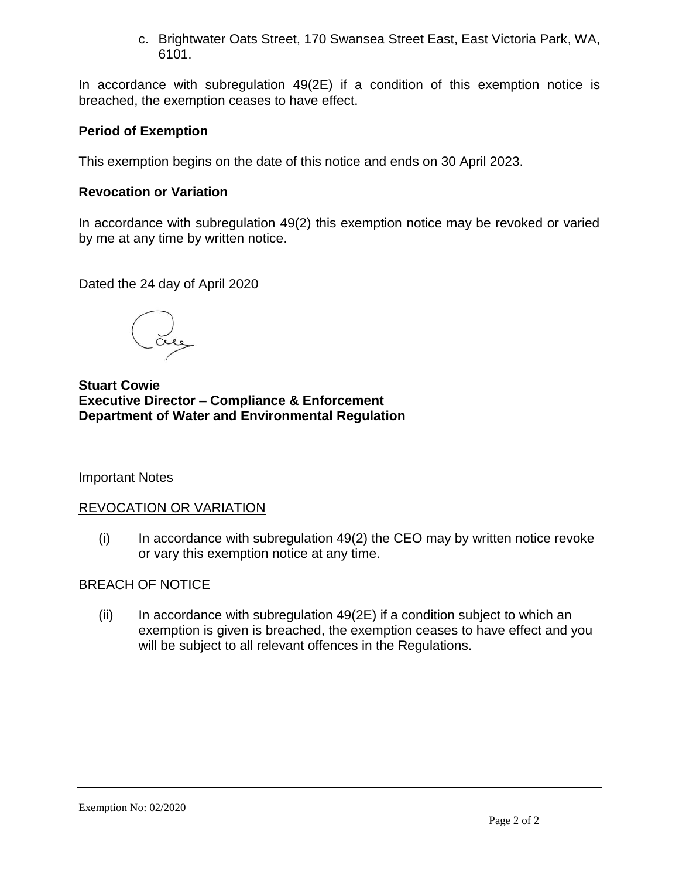c. Brightwater Oats Street, 170 Swansea Street East, East Victoria Park, WA, 6101.

In accordance with subregulation 49(2E) if a condition of this exemption notice is breached, the exemption ceases to have effect.

**Period of Exemption**

This exemption begins on the date of this notice and ends on 30 April 2023.

**Revocation or Variation**

In accordance with subregulation 49(2) this exemption notice may be revoked or varied by me at any time by written notice.

Dated the 24 day of April 2020

**Stuart Cowie**
**Executive Director – Compliance & Enforcement**
**Department of Water and Environmental Regulation**

Important Notes

REVOCATION OR VARIATION

(i) In accordance with subregulation 49(2) the CEO may by written notice revoke or vary this exemption notice at any time.

BREACH OF NOTICE

(ii) In accordance with subregulation 49(2E) if a condition subject to which an exemption is given is breached, the exemption ceases to have effect and you will be subject to all relevant offences in the Regulations.

Exemption No: 02/2020